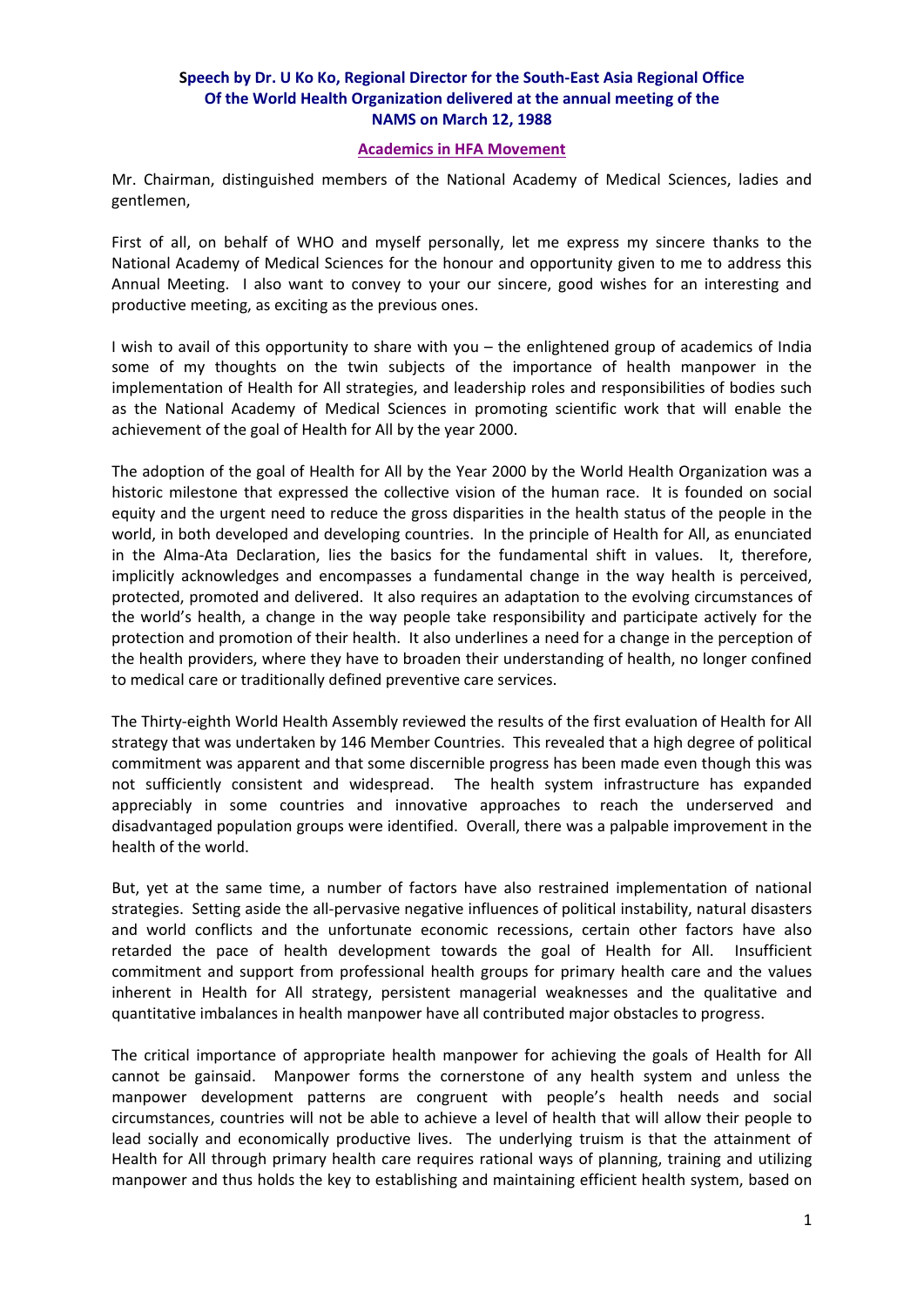**Speech by Dr. U Ko Ko, Regional Director for the South-East Asia Regional Office Of the World Health Organization delivered at the annual meeting of the NAMS on March 12, 1988**

**Academics in HFA Movement**

Mr. Chairman, distinguished members of the National Academy of Medical Sciences, ladies and gentlemen,

First of all, on behalf of WHO and myself personally, let me express my sincere thanks to the National Academy of Medical Sciences for the honour and opportunity given to me to address this Annual Meeting. I also want to convey to your our sincere, good wishes for an interesting and productive meeting, as exciting as the previous ones.

I wish to avail of this opportunity to share with you – the enlightened group of academics of India some of my thoughts on the twin subjects of the importance of health manpower in the implementation of Health for All strategies, and leadership roles and responsibilities of bodies such as the National Academy of Medical Sciences in promoting scientific work that will enable the achievement of the goal of Health for All by the year 2000.

The adoption of the goal of Health for All by the Year 2000 by the World Health Organization was a historic milestone that expressed the collective vision of the human race. It is founded on social equity and the urgent need to reduce the gross disparities in the health status of the people in the world, in both developed and developing countries. In the principle of Health for All, as enunciated in the Alma-Ata Declaration, lies the basics for the fundamental shift in values. It, therefore, implicitly acknowledges and encompasses a fundamental change in the way health is perceived, protected, promoted and delivered. It also requires an adaptation to the evolving circumstances of the world's health, a change in the way people take responsibility and participate actively for the protection and promotion of their health. It also underlines a need for a change in the perception of the health providers, where they have to broaden their understanding of health, no longer confined to medical care or traditionally defined preventive care services.

The Thirty-eighth World Health Assembly reviewed the results of the first evaluation of Health for All strategy that was undertaken by 146 Member Countries. This revealed that a high degree of political commitment was apparent and that some discernible progress has been made even though this was not sufficiently consistent and widespread. The health system infrastructure has expanded appreciably in some countries and innovative approaches to reach the underserved and disadvantaged population groups were identified. Overall, there was a palpable improvement in the health of the world.

But, yet at the same time, a number of factors have also restrained implementation of national strategies. Setting aside the all-pervasive negative influences of political instability, natural disasters and world conflicts and the unfortunate economic recessions, certain other factors have also retarded the pace of health development towards the goal of Health for All. Insufficient commitment and support from professional health groups for primary health care and the values inherent in Health for All strategy, persistent managerial weaknesses and the qualitative and quantitative imbalances in health manpower have all contributed major obstacles to progress.

The critical importance of appropriate health manpower for achieving the goals of Health for All cannot be gainsaid. Manpower forms the cornerstone of any health system and unless the manpower development patterns are congruent with people's health needs and social circumstances, countries will not be able to achieve a level of health that will allow their people to lead socially and economically productive lives. The underlying truism is that the attainment of Health for All through primary health care requires rational ways of planning, training and utilizing manpower and thus holds the key to establishing and maintaining efficient health system, based on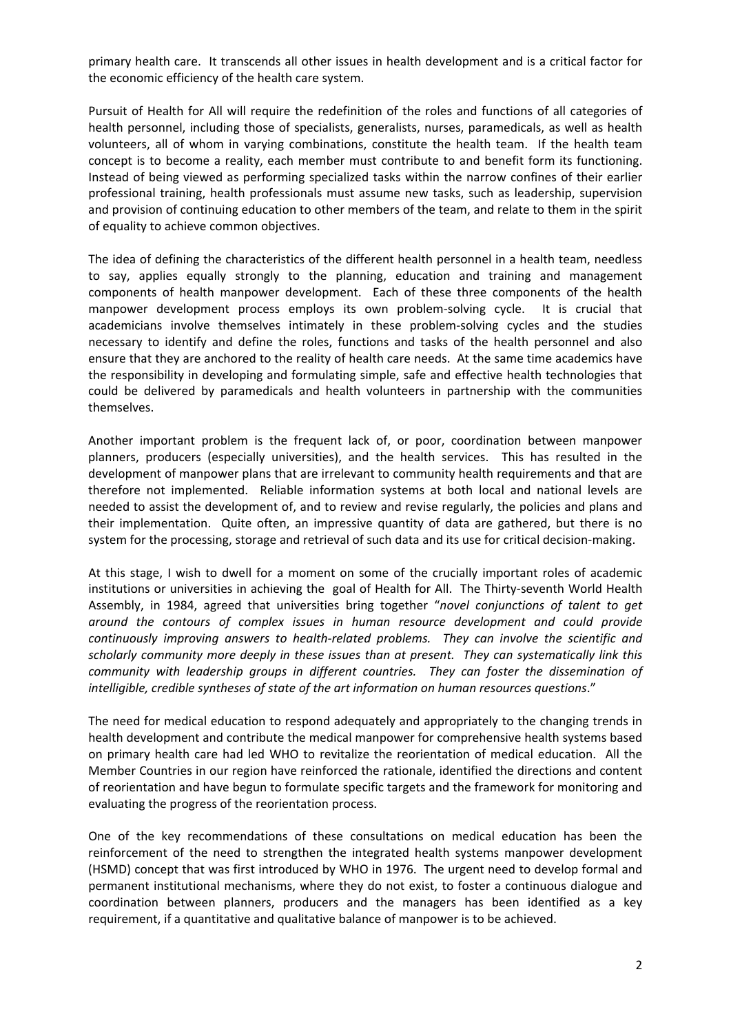primary health care. It transcends all other issues in health development and is a critical factor for the economic efficiency of the health care system.

Pursuit of Health for All will require the redefinition of the roles and functions of all categories of health personnel, including those of specialists, generalists, nurses, paramedicals, as well as health volunteers, all of whom in varying combinations, constitute the health team. If the health team concept is to become a reality, each member must contribute to and benefit form its functioning. Instead of being viewed as performing specialized tasks within the narrow confines of their earlier professional training, health professionals must assume new tasks, such as leadership, supervision and provision of continuing education to other members of the team, and relate to them in the spirit of equality to achieve common objectives.

The idea of defining the characteristics of the different health personnel in a health team, needless to say, applies equally strongly to the planning, education and training and management components of health manpower development. Each of these three components of the health manpower development process employs its own problem-solving cycle. It is crucial that academicians involve themselves intimately in these problem-solving cycles and the studies necessary to identify and define the roles, functions and tasks of the health personnel and also ensure that they are anchored to the reality of health care needs. At the same time academics have the responsibility in developing and formulating simple, safe and effective health technologies that could be delivered by paramedicals and health volunteers in partnership with the communities themselves.

Another important problem is the frequent lack of, or poor, coordination between manpower planners, producers (especially universities), and the health services. This has resulted in the development of manpower plans that are irrelevant to community health requirements and that are therefore not implemented. Reliable information systems at both local and national levels are needed to assist the development of, and to review and revise regularly, the policies and plans and their implementation. Quite often, an impressive quantity of data are gathered, but there is no system for the processing, storage and retrieval of such data and its use for critical decision-making.

At this stage, I wish to dwell for a moment on some of the crucially important roles of academic institutions or universities in achieving the goal of Health for All. The Thirty-seventh World Health Assembly, in 1984, agreed that universities bring together "*novel conjunctions of talent to get around the contours of complex issues in human resource development and could provide continuously improving answers to health-related problems. They can involve the scientific and scholarly community more deeply in these issues than at present. They can systematically link this community with leadership groups in different countries. They can foster the dissemination of intelligible, credible syntheses of state of the art information on human resources questions*."

The need for medical education to respond adequately and appropriately to the changing trends in health development and contribute the medical manpower for comprehensive health systems based on primary health care had led WHO to revitalize the reorientation of medical education. All the Member Countries in our region have reinforced the rationale, identified the directions and content of reorientation and have begun to formulate specific targets and the framework for monitoring and evaluating the progress of the reorientation process.

One of the key recommendations of these consultations on medical education has been the reinforcement of the need to strengthen the integrated health systems manpower development (HSMD) concept that was first introduced by WHO in 1976. The urgent need to develop formal and permanent institutional mechanisms, where they do not exist, to foster a continuous dialogue and coordination between planners, producers and the managers has been identified as a key requirement, if a quantitative and qualitative balance of manpower is to be achieved.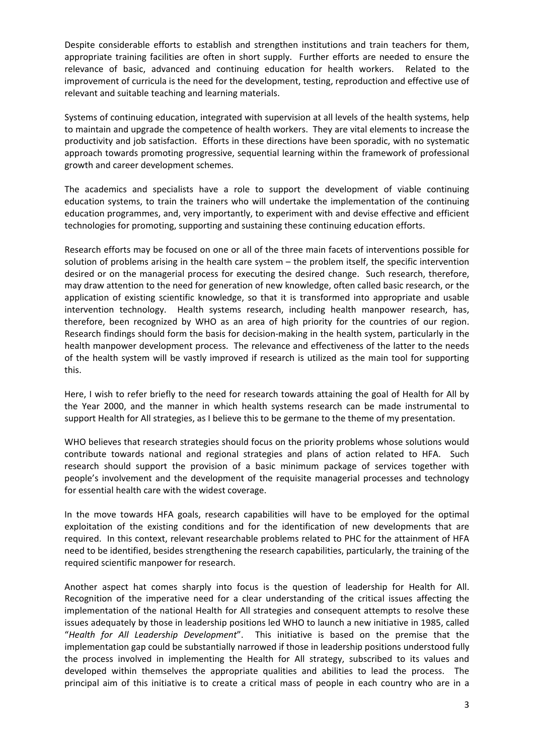Despite considerable efforts to establish and strengthen institutions and train teachers for them, appropriate training facilities are often in short supply. Further efforts are needed to ensure the relevance of basic, advanced and continuing education for health workers. Related to the improvement of curricula is the need for the development, testing, reproduction and effective use of relevant and suitable teaching and learning materials.

Systems of continuing education, integrated with supervision at all levels of the health systems, help to maintain and upgrade the competence of health workers. They are vital elements to increase the productivity and job satisfaction. Efforts in these directions have been sporadic, with no systematic approach towards promoting progressive, sequential learning within the framework of professional growth and career development schemes.

The academics and specialists have a role to support the development of viable continuing education systems, to train the trainers who will undertake the implementation of the continuing education programmes, and, very importantly, to experiment with and devise effective and efficient technologies for promoting, supporting and sustaining these continuing education efforts.

Research efforts may be focused on one or all of the three main facets of interventions possible for solution of problems arising in the health care system – the problem itself, the specific intervention desired or on the managerial process for executing the desired change. Such research, therefore, may draw attention to the need for generation of new knowledge, often called basic research, or the application of existing scientific knowledge, so that it is transformed into appropriate and usable intervention technology. Health systems research, including health manpower research, has, therefore, been recognized by WHO as an area of high priority for the countries of our region. Research findings should form the basis for decision-making in the health system, particularly in the health manpower development process. The relevance and effectiveness of the latter to the needs of the health system will be vastly improved if research is utilized as the main tool for supporting this.

Here, I wish to refer briefly to the need for research towards attaining the goal of Health for All by the Year 2000, and the manner in which health systems research can be made instrumental to support Health for All strategies, as I believe this to be germane to the theme of my presentation.

WHO believes that research strategies should focus on the priority problems whose solutions would contribute towards national and regional strategies and plans of action related to HFA. Such research should support the provision of a basic minimum package of services together with people's involvement and the development of the requisite managerial processes and technology for essential health care with the widest coverage.

In the move towards HFA goals, research capabilities will have to be employed for the optimal exploitation of the existing conditions and for the identification of new developments that are required. In this context, relevant researchable problems related to PHC for the attainment of HFA need to be identified, besides strengthening the research capabilities, particularly, the training of the required scientific manpower for research.

Another aspect hat comes sharply into focus is the question of leadership for Health for All. Recognition of the imperative need for a clear understanding of the critical issues affecting the implementation of the national Health for All strategies and consequent attempts to resolve these issues adequately by those in leadership positions led WHO to launch a new initiative in 1985, called "*Health for All Leadership Development*". This initiative is based on the premise that the implementation gap could be substantially narrowed if those in leadership positions understood fully the process involved in implementing the Health for All strategy, subscribed to its values and developed within themselves the appropriate qualities and abilities to lead the process. The principal aim of this initiative is to create a critical mass of people in each country who are in a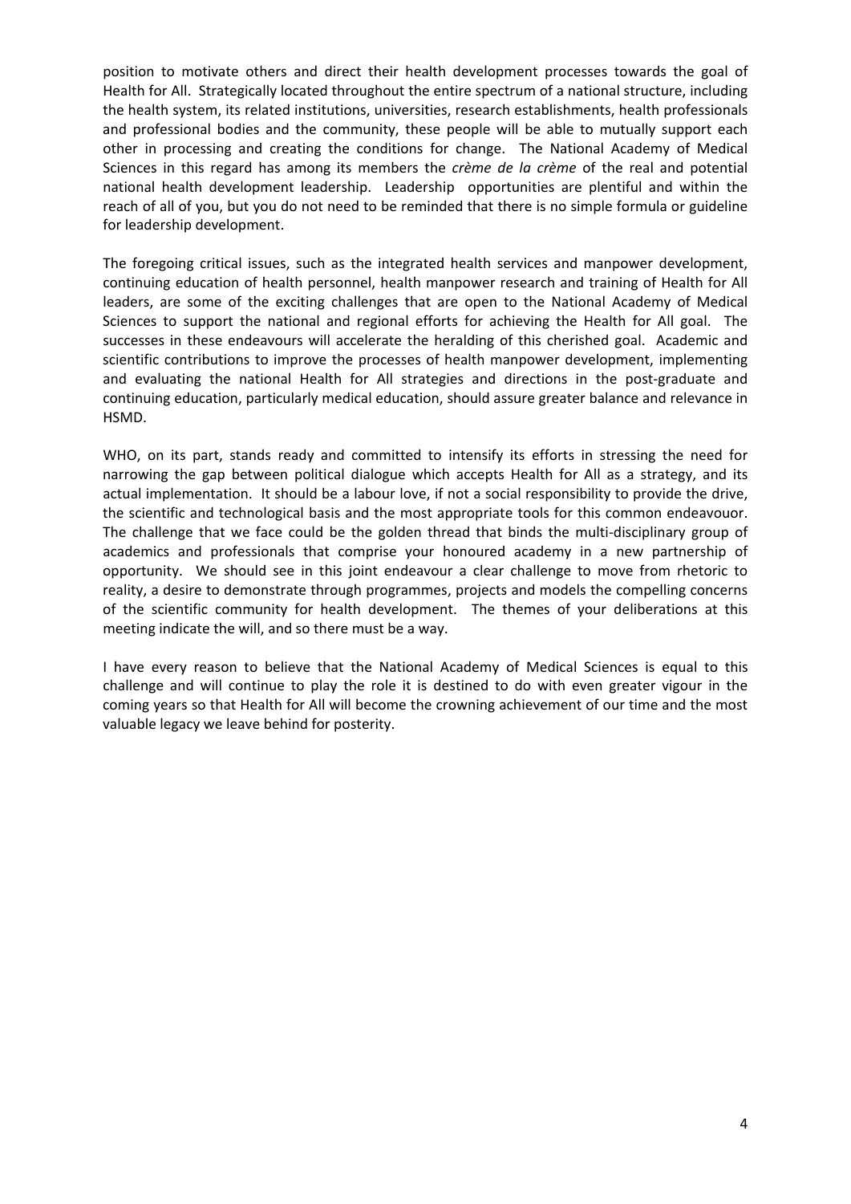position to motivate others and direct their health development processes towards the goal of Health for All. Strategically located throughout the entire spectrum of a national structure, including the health system, its related institutions, universities, research establishments, health professionals and professional bodies and the community, these people will be able to mutually support each other in processing and creating the conditions for change. The National Academy of Medical Sciences in this regard has among its members the *crème de la crème* of the real and potential national health development leadership. Leadership opportunities are plentiful and within the reach of all of you, but you do not need to be reminded that there is no simple formula or guideline for leadership development.

The foregoing critical issues, such as the integrated health services and manpower development, continuing education of health personnel, health manpower research and training of Health for All leaders, are some of the exciting challenges that are open to the National Academy of Medical Sciences to support the national and regional efforts for achieving the Health for All goal. The successes in these endeavours will accelerate the heralding of this cherished goal. Academic and scientific contributions to improve the processes of health manpower development, implementing and evaluating the national Health for All strategies and directions in the post-graduate and continuing education, particularly medical education, should assure greater balance and relevance in HSMD.

WHO, on its part, stands ready and committed to intensify its efforts in stressing the need for narrowing the gap between political dialogue which accepts Health for All as a strategy, and its actual implementation. It should be a labour love, if not a social responsibility to provide the drive, the scientific and technological basis and the most appropriate tools for this common endeavouor. The challenge that we face could be the golden thread that binds the multi-disciplinary group of academics and professionals that comprise your honoured academy in a new partnership of opportunity. We should see in this joint endeavour a clear challenge to move from rhetoric to reality, a desire to demonstrate through programmes, projects and models the compelling concerns of the scientific community for health development. The themes of your deliberations at this meeting indicate the will, and so there must be a way.

I have every reason to believe that the National Academy of Medical Sciences is equal to this challenge and will continue to play the role it is destined to do with even greater vigour in the coming years so that Health for All will become the crowning achievement of our time and the most valuable legacy we leave behind for posterity.